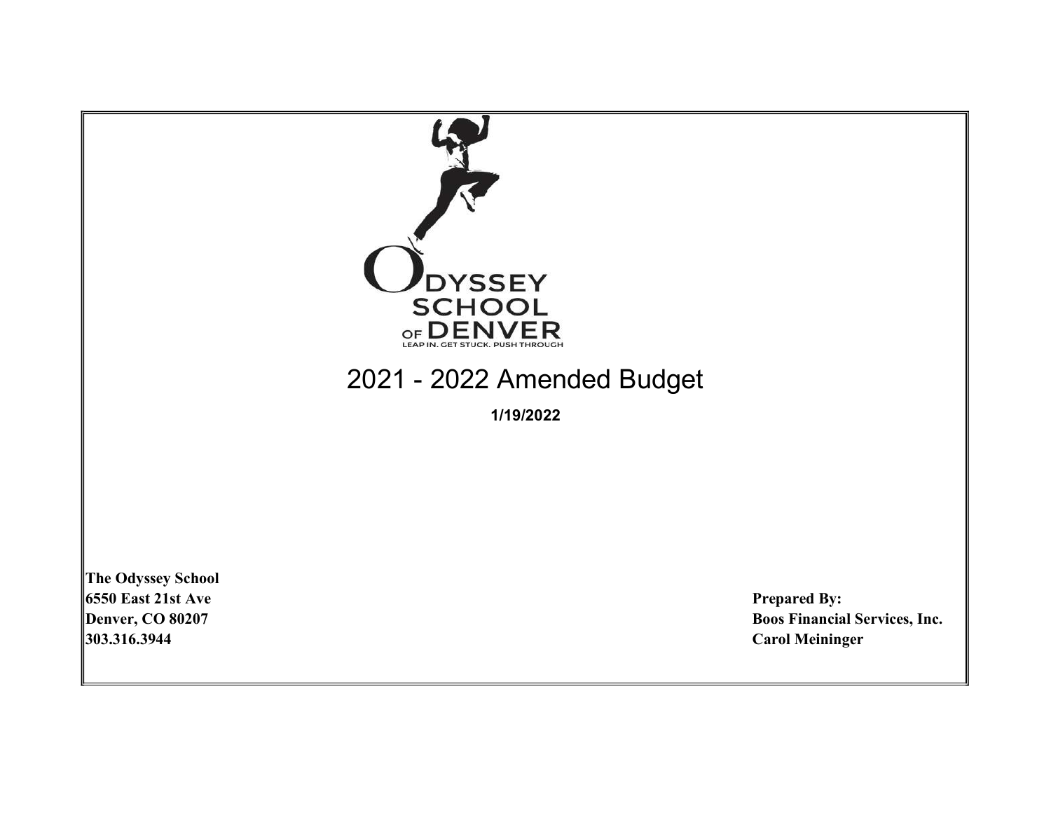ODYSSEY SCHOOL OF DENVER

LEAP IN. GET STUCK. PUSH THROUGH

# 2021 - 2022 Amended Budget

**1/19/2022**

**The Odyssey School**
**6550 East 21st Ave**
**Denver, CO 80207**
**303.316.3944**

**Prepared By:**
**Boos Financial Services, Inc.**
**Carol Meininger**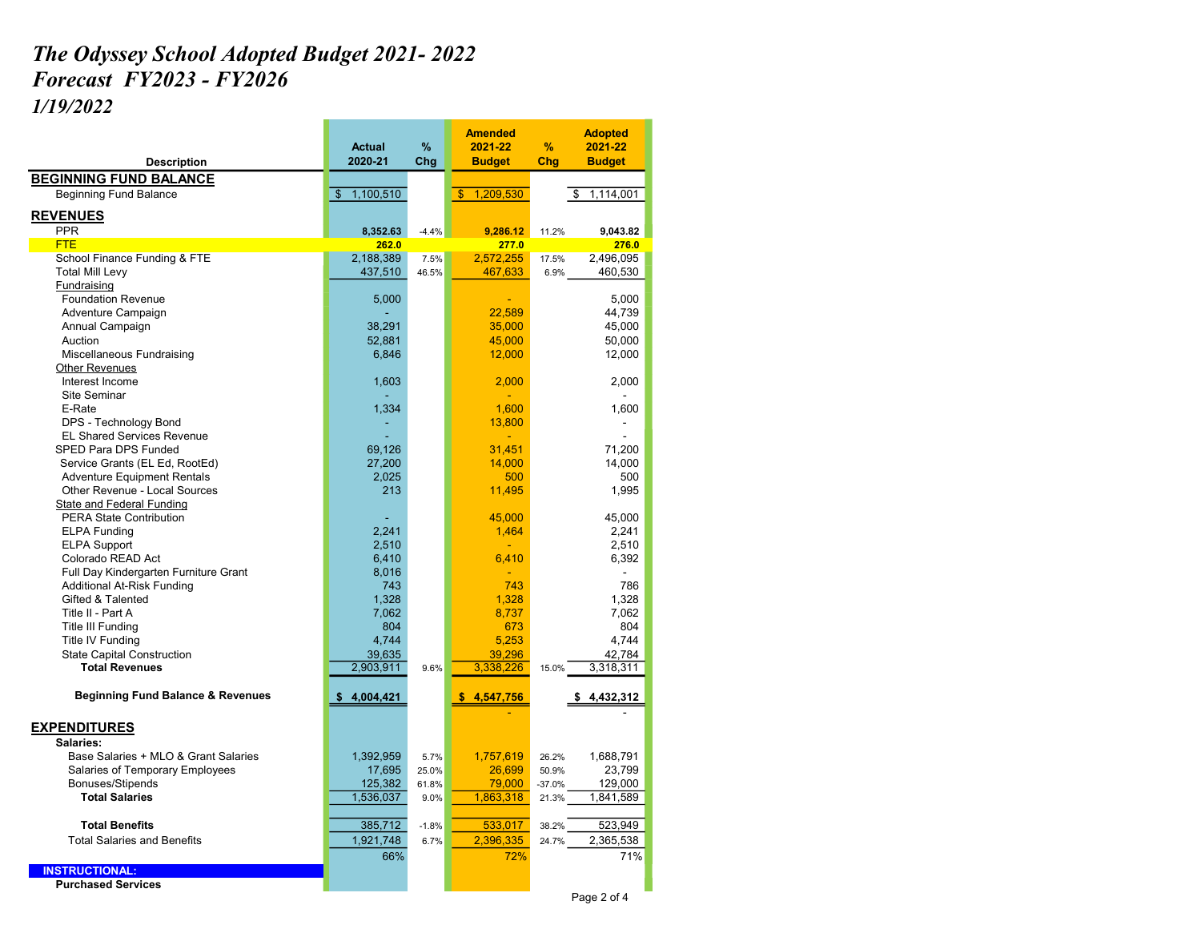# *The Odyssey School Adopted Budget 2021- 2022*
# *Forecast FY2023 - FY2026*
## *1/19/2022*

| Description | Actual 2020-21 | % Chg | Amended 2021-22 Budget | % Chg | Adopted 2021-22 Budget |
|---|---|---|---|---|---|
| **BEGINNING FUND BALANCE** | | | | | |
| Beginning Fund Balance | $ 1,100,510 | | $ 1,209,530 | | $ 1,114,001 |
| **REVENUES** | | | | | |
| PPR | **8,352.63** | -4.4% | **9,286.12** | 11.2% | **9,043.82** |
| FTE | **262.0** | | **277.0** | | **276.0** |
| School Finance Funding & FTE | 2,188,389 | 7.5% | 2,572,255 | 17.5% | 2,496,095 |
| Total Mill Levy | 437,510 | 46.5% | 467,633 | 6.9% | 460,530 |
| Fundraising | | | | | |
| Foundation Revenue | 5,000 | | - | | 5,000 |
| Adventure Campaign | - | | 22,589 | | 44,739 |
| Annual Campaign | 38,291 | | 35,000 | | 45,000 |
| Auction | 52,881 | | 45,000 | | 50,000 |
| Miscellaneous Fundraising | 6,846 | | 12,000 | | 12,000 |
| Other Revenues | | | | | |
| Interest Income | 1,603 | | 2,000 | | 2,000 |
| Site Seminar | - | | - | | - |
| E-Rate | 1,334 | | 1,600 | | 1,600 |
| DPS - Technology Bond | - | | 13,800 | | - |
| EL Shared Services Revenue | - | | - | | - |
| SPED Para DPS Funded | 69,126 | | 31,451 | | 71,200 |
| Service Grants (EL Ed, RootEd) | 27,200 | | 14,000 | | 14,000 |
| Adventure Equipment Rentals | 2,025 | | 500 | | 500 |
| Other Revenue - Local Sources | 213 | | 11,495 | | 1,995 |
| State and Federal Funding | | | | | |
| PERA State Contribution | - | | 45,000 | | 45,000 |
| ELPA Funding | 2,241 | | 1,464 | | 2,241 |
| ELPA Support | 2,510 | | - | | 2,510 |
| Colorado READ Act | 6,410 | | 6,410 | | 6,392 |
| Full Day Kindergarten Furniture Grant | 8,016 | | - | | - |
| Additional At-Risk Funding | 743 | | 743 | | 786 |
| Gifted & Talented | 1,328 | | 1,328 | | 1,328 |
| Title II - Part A | 7,062 | | 8,737 | | 7,062 |
| Title III Funding | 804 | | 673 | | 804 |
| Title IV Funding | 4,744 | | 5,253 | | 4,744 |
| State Capital Construction | 39,635 | | 39,296 | | 42,784 |
| **Total Revenues** | 2,903,911 | 9.6% | 3,338,226 | 15.0% | 3,318,311 |
| **Beginning Fund Balance & Revenues** | **$ 4,004,421** | | **$ 4,547,756** | | **$ 4,432,312** |
| | | | - | | - |
| **EXPENDITURES** | | | | | |
| **Salaries:** | | | | | |
| Base Salaries + MLO & Grant Salaries | 1,392,959 | 5.7% | 1,757,619 | 26.2% | 1,688,791 |
| Salaries of Temporary Employees | 17,695 | 25.0% | 26,699 | 50.9% | 23,799 |
| Bonuses/Stipends | 125,382 | 61.8% | 79,000 | -37.0% | 129,000 |
| **Total Salaries** | 1,536,037 | 9.0% | 1,863,318 | 21.3% | 1,841,589 |
| **Total Benefits** | 385,712 | -1.8% | 533,017 | 38.2% | 523,949 |
| Total Salaries and Benefits | 1,921,748 | 6.7% | 2,396,335 | 24.7% | 2,365,538 |
| | 66% | | 72% | | 71% |
| **INSTRUCTIONAL:** | | | | | |
| **Purchased Services** | | | | | |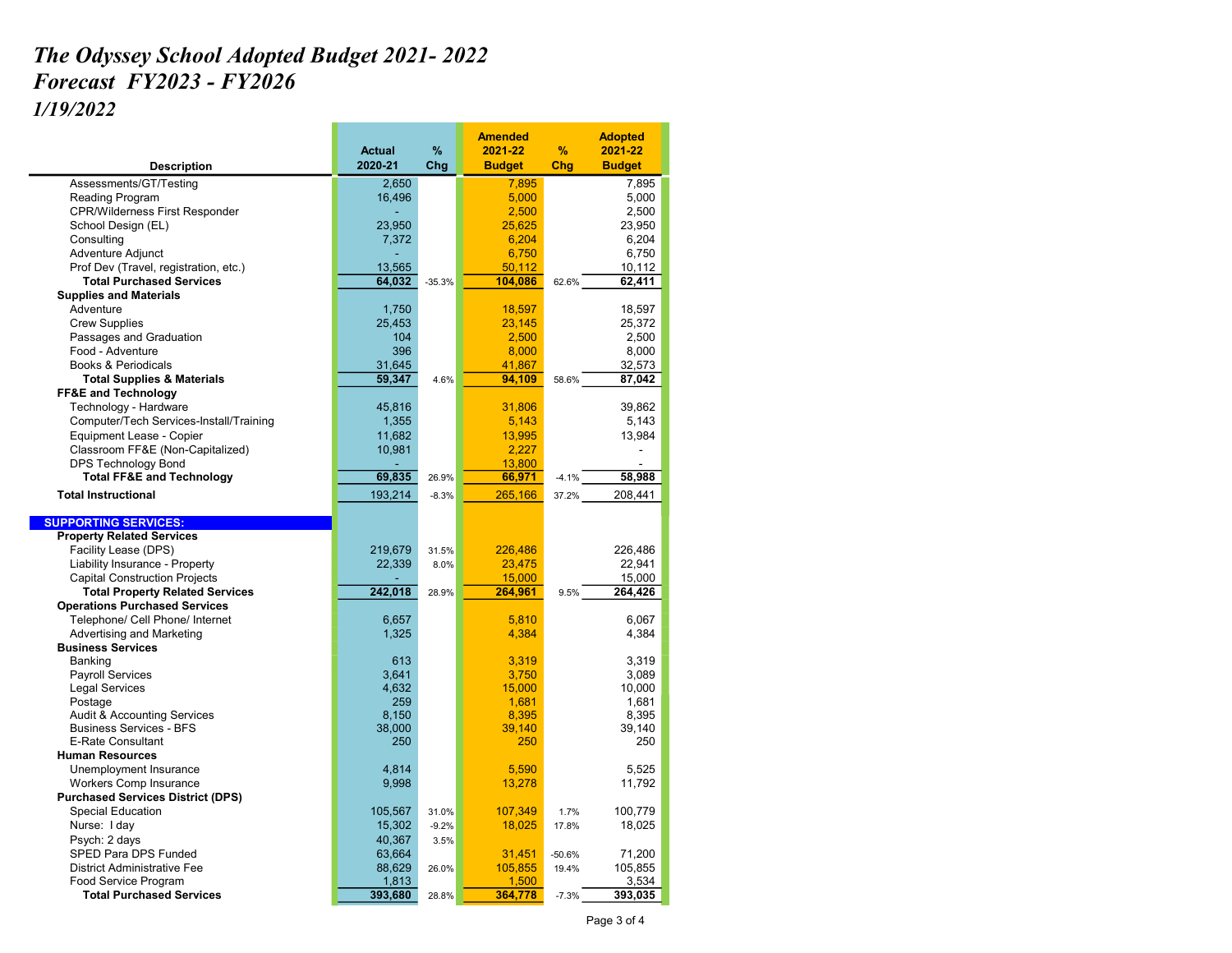# The Odyssey School Adopted Budget 2021- 2022
# Forecast FY2023 - FY2026
# 1/19/2022

| Description | Actual 2020-21 | % Chg | Amended 2021-22 Budget | % Chg | Adopted 2021-22 Budget |
|---|---|---|---|---|---|
| Assessments/GT/Testing | 2,650 | | 7,895 | | 7,895 |
| Reading Program | 16,496 | | 5,000 | | 5,000 |
| CPR/Wilderness First Responder | - | | 2,500 | | 2,500 |
| School Design (EL) | 23,950 | | 25,625 | | 23,950 |
| Consulting | 7,372 | | 6,204 | | 6,204 |
| Adventure Adjunct | - | | 6,750 | | 6,750 |
| Prof Dev (Travel, registration, etc.) | 13,565 | | 50,112 | | 10,112 |
| **Total Purchased Services** | **64,032** | -35.3% | **104,086** | 62.6% | **62,411** |
| **Supplies and Materials** | | | | | |
| Adventure | 1,750 | | 18,597 | | 18,597 |
| Crew Supplies | 25,453 | | 23,145 | | 25,372 |
| Passages and Graduation | 104 | | 2,500 | | 2,500 |
| Food - Adventure | 396 | | 8,000 | | 8,000 |
| Books & Periodicals | 31,645 | | 41,867 | | 32,573 |
| **Total Supplies & Materials** | **59,347** | 4.6% | **94,109** | 58.6% | **87,042** |
| **FF&E and Technology** | | | | | |
| Technology - Hardware | 45,816 | | 31,806 | | 39,862 |
| Computer/Tech Services-Install/Training | 1,355 | | 5,143 | | 5,143 |
| Equipment Lease - Copier | 11,682 | | 13,995 | | 13,984 |
| Classroom FF&E (Non-Capitalized) | 10,981 | | 2,227 | | - |
| DPS Technology Bond | - | | 13,800 | | - |
| **Total FF&E and Technology** | **69,835** | 26.9% | **66,971** | -4.1% | **58,988** |
| **Total Instructional** | 193,214 | -8.3% | 265,166 | 37.2% | 208,441 |
| | | | | | |
| **SUPPORTING SERVICES:** | | | | | |
| **Property Related Services** | | | | | |
| Facility Lease (DPS) | 219,679 | 31.5% | 226,486 | | 226,486 |
| Liability Insurance - Property | 22,339 | 8.0% | 23,475 | | 22,941 |
| Capital Construction Projects | - | | 15,000 | | 15,000 |
| **Total Property Related Services** | **242,018** | 28.9% | **264,961** | 9.5% | **264,426** |
| **Operations Purchased Services** | | | | | |
| Telephone/ Cell Phone/ Internet | 6,657 | | 5,810 | | 6,067 |
| Advertising and Marketing | 1,325 | | 4,384 | | 4,384 |
| **Business Services** | | | | | |
| Banking | 613 | | 3,319 | | 3,319 |
| Payroll Services | 3,641 | | 3,750 | | 3,089 |
| Legal Services | 4,632 | | 15,000 | | 10,000 |
| Postage | 259 | | 1,681 | | 1,681 |
| Audit & Accounting Services | 8,150 | | 8,395 | | 8,395 |
| Business Services - BFS | 38,000 | | 39,140 | | 39,140 |
| E-Rate Consultant | 250 | | 250 | | 250 |
| **Human Resources** | | | | | |
| Unemployment Insurance | 4,814 | | 5,590 | | 5,525 |
| Workers Comp Insurance | 9,998 | | 13,278 | | 11,792 |
| **Purchased Services District (DPS)** | | | | | |
| Special Education | 105,567 | 31.0% | 107,349 | 1.7% | 100,779 |
| Nurse: I day | 15,302 | -9.2% | 18,025 | 17.8% | 18,025 |
| Psych: 2 days | 40,367 | 3.5% | | | |
| SPED Para DPS Funded | 63,664 | | 31,451 | -50.6% | 71,200 |
| District Administrative Fee | 88,629 | 26.0% | 105,855 | 19.4% | 105,855 |
| Food Service Program | 1,813 | | 1,500 | | 3,534 |
| **Total Purchased Services** | **393,680** | 28.8% | **364,778** | -7.3% | **393,035** |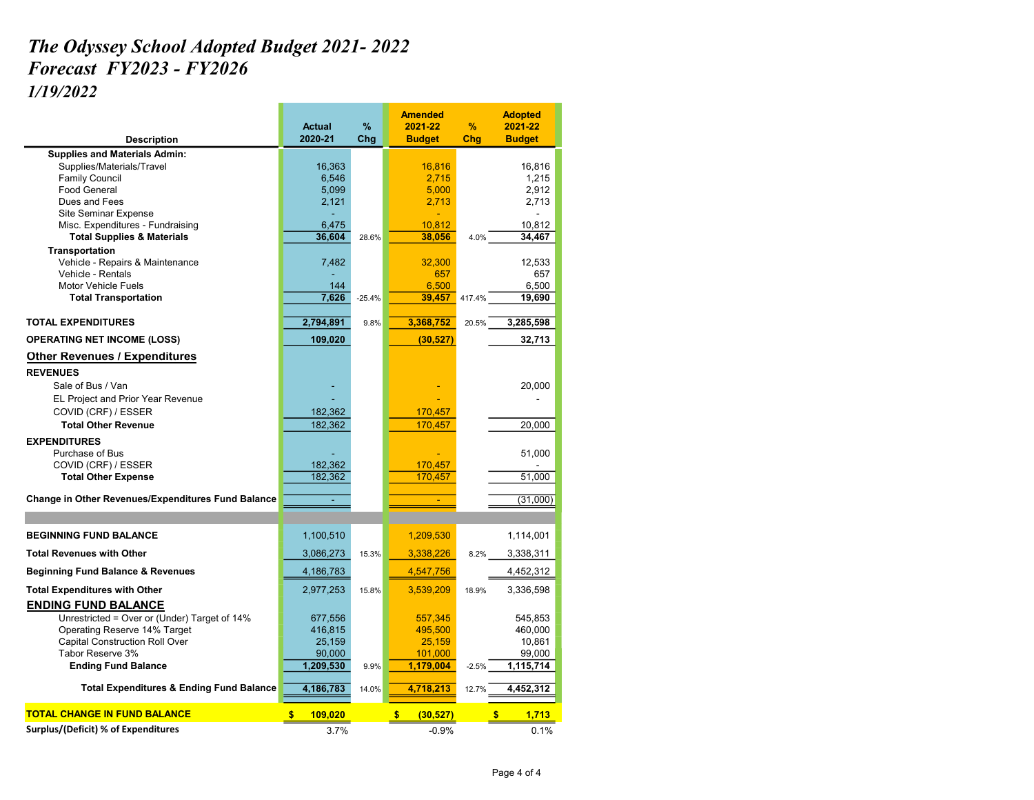# The Odyssey School Adopted Budget 2021- 2022
# Forecast FY2023 - FY2026
# 1/19/2022

| Description | Actual 2020-21 | % Chg | Amended 2021-22 Budget | % Chg | Adopted 2021-22 Budget |
|---|---|---|---|---|---|
| **Supplies and Materials Admin:** | | | | | |
| Supplies/Materials/Travel | 16,363 | | 16,816 | | 16,816 |
| Family Council | 6,546 | | 2,715 | | 1,215 |
| Food General | 5,099 | | 5,000 | | 2,912 |
| Dues and Fees | 2,121 | | 2,713 | | 2,713 |
| Site Seminar Expense | - | | - | | - |
| Misc. Expenditures - Fundraising | 6,475 | | 10,812 | | 10,812 |
| **Total Supplies & Materials** | **36,604** | 28.6% | **38,056** | 4.0% | **34,467** |
| **Transportation** | | | | | |
| Vehicle - Repairs & Maintenance | 7,482 | | 32,300 | | 12,533 |
| Vehicle - Rentals | - | | 657 | | 657 |
| Motor Vehicle Fuels | 144 | | 6,500 | | 6,500 |
| **Total Transportation** | **7,626** | -25.4% | **39,457** | 417.4% | **19,690** |
| **TOTAL EXPENDITURES** | **2,794,891** | 9.8% | **3,368,752** | 20.5% | **3,285,598** |
| **OPERATING NET INCOME (LOSS)** | **109,020** | | **(30,527)** | | **32,713** |
| **Other Revenues / Expenditures** | | | | | |
| **REVENUES** | | | | | |
| Sale of Bus / Van | - | | - | | 20,000 |
| EL Project and Prior Year Revenue | - | | - | | - |
| COVID (CRF) / ESSER | 182,362 | | 170,457 | | |
| **Total Other Revenue** | 182,362 | | 170,457 | | 20,000 |
| **EXPENDITURES** | | | | | |
| Purchase of Bus | - | | - | | 51,000 |
| COVID (CRF) / ESSER | 182,362 | | 170,457 | | - |
| **Total Other Expense** | 182,362 | | 170,457 | | 51,000 |
| **Change in Other Revenues/Expenditures Fund Balance** | - | | - | | (31,000) |
| **BEGINNING FUND BALANCE** | 1,100,510 | | 1,209,530 | | 1,114,001 |
| **Total Revenues with Other** | 3,086,273 | 15.3% | 3,338,226 | 8.2% | 3,338,311 |
| **Beginning Fund Balance & Revenues** | 4,186,783 | | 4,547,756 | | 4,452,312 |
| **Total Expenditures with Other** | 2,977,253 | 15.8% | 3,539,209 | 18.9% | 3,336,598 |
| **ENDING FUND BALANCE** | | | | | |
| Unrestricted = Over or (Under) Target of 14% | 677,556 | | 557,345 | | 545,853 |
| Operating Reserve 14% Target | 416,815 | | 495,500 | | 460,000 |
| Capital Construction Roll Over | 25,159 | | 25,159 | | 10,861 |
| Tabor Reserve 3% | 90,000 | | 101,000 | | 99,000 |
| **Ending Fund Balance** | **1,209,530** | 9.9% | **1,179,004** | -2.5% | **1,115,714** |
| **Total Expenditures & Ending Fund Balance** | **4,186,783** | 14.0% | **4,718,213** | 12.7% | **4,452,312** |
| **TOTAL CHANGE IN FUND BALANCE** | **$ 109,020** | | **$ (30,527)** | | **$ 1,713** |
| **Surplus/(Deficit) % of Expenditures** | 3.7% | | -0.9% | | 0.1% |